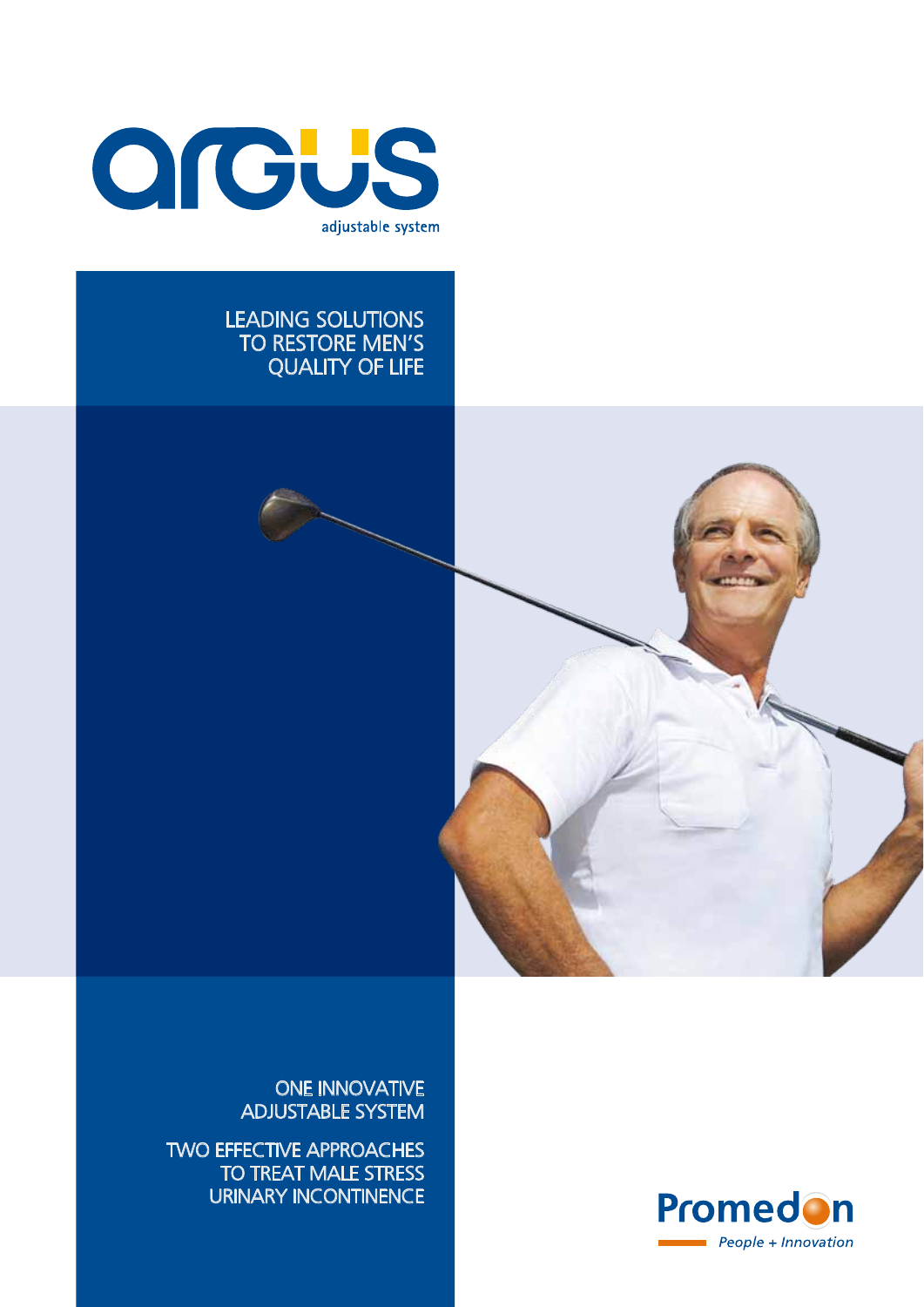# argus

adjustable system

LEADING SOLUTIONS TO RESTORE MEN'S QUALITY OF LIFE

ONE INNOVATIVE ADJUSTABLE SYSTEM

TWO EFFECTIVE APPROACHES TO TREAT MALE STRESS URINARY INCONTINENCE

Promedon

People + Innovation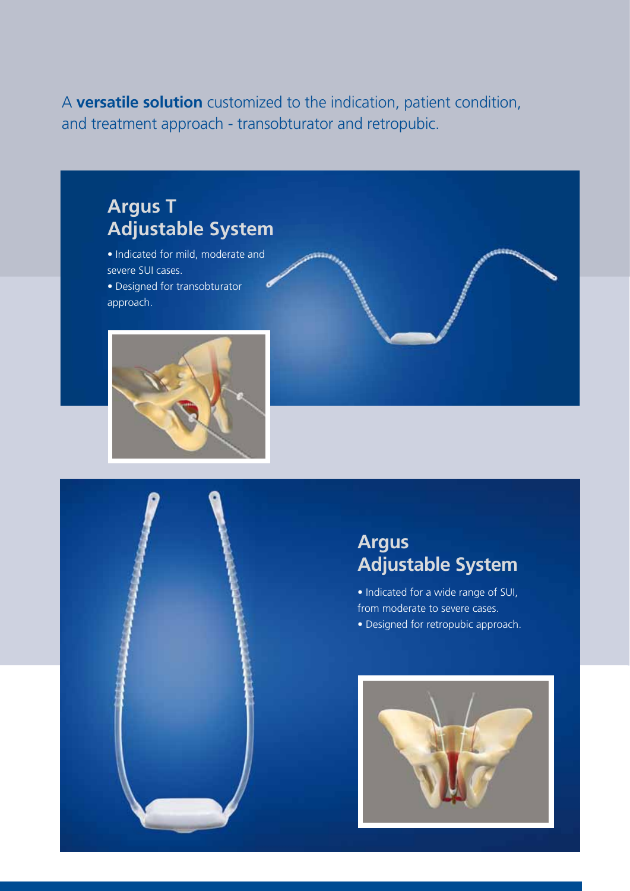A **versatile solution** customized to the indication, patient condition, and treatment approach - transobturator and retropubic.

## Argus T Adjustable System

- Indicated for mild, moderate and severe SUI cases.
- Designed for transobturator approach.

## Argus Adjustable System

- Indicated for a wide range of SUI, from moderate to severe cases.
- Designed for retropubic approach.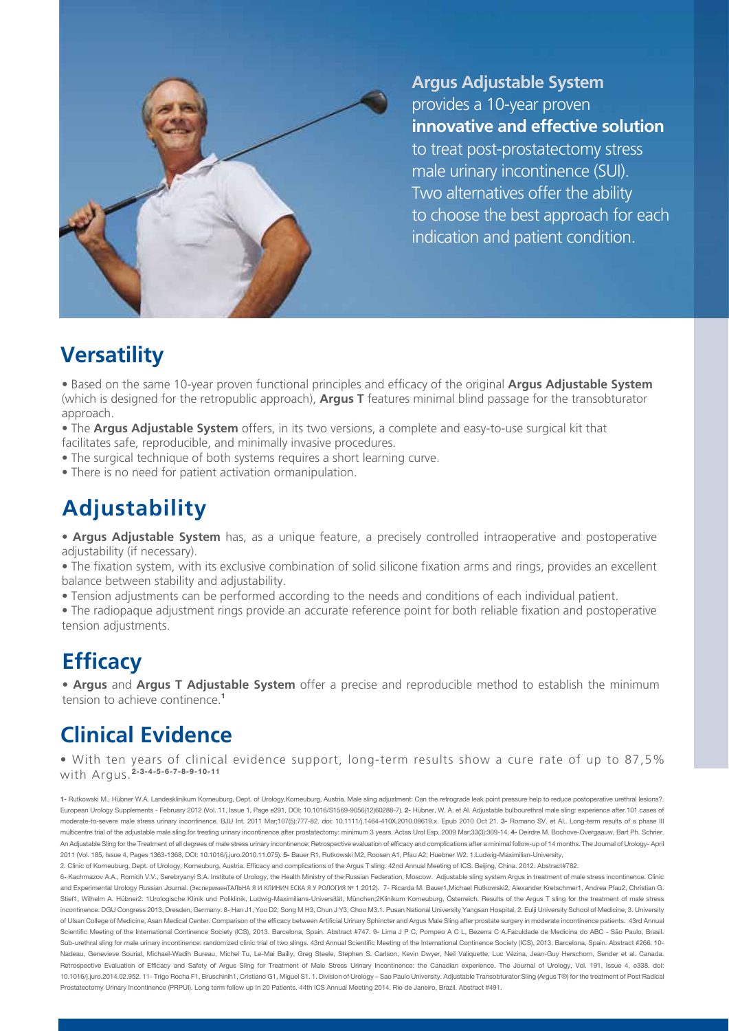**Argus Adjustable System** provides a 10-year proven **innovative and effective solution** to treat post-prostatectomy stress male urinary incontinence (SUI). Two alternatives offer the ability to choose the best approach for each indication and patient condition.

## Versatility

- Based on the same 10-year proven functional principles and efficacy of the original **Argus Adjustable System** (which is designed for the retropublic approach), **Argus T** features minimal blind passage for the transobturator approach.
- The **Argus Adjustable System** offers, in its two versions, a complete and easy-to-use surgical kit that facilitates safe, reproducible, and minimally invasive procedures.
- The surgical technique of both systems requires a short learning curve.
- There is no need for patient activation ormanipulation.

## Adjustability

- **Argus Adjustable System** has, as a unique feature, a precisely controlled intraoperative and postoperative adjustability (if necessary).
- The fixation system, with its exclusive combination of solid silicone fixation arms and rings, provides an excellent balance between stability and adjustability.
- Tension adjustments can be performed according to the needs and conditions of each individual patient.
- The radiopaque adjustment rings provide an accurate reference point for both reliable fixation and postoperative tension adjustments.

## Efficacy

- **Argus** and **Argus T Adjustable System** offer a precise and reproducible method to establish the minimum tension to achieve continence.[1]

## Clinical Evidence

- With ten years of clinical evidence support, long-term results show a cure rate of up to 87,5% with Argus.[2-3-4-5-6-7-8-9-10-11]

**1-** Rutkowski M., Hübner W.A. Landesklinikum Korneuburg, Dept. of Urology,Korneuburg, Austria. Male sling adjustment: Can the retrograde leak point pressure help to reduce postoperative urethral lesions?. European Urology Supplements - February 2012 (Vol. 11, Issue 1, Page e291, DOI: 10.1016/S1569-9056(12)60288-7). **2-** Hübner, W. A. et Al. Adjustable bulbourethral male sling: experience after 101 cases of moderate-to-severe male stress urinary incontinence. BJU Int. 2011 Mar;107(5):777-82. doi: 10.1111/j.1464-410X.2010.09619.x. Epub 2010 Oct 21. **3-** Romano SV. et Al.. Long-term results of a phase III multicentre trial of the adjustable male sling for treating urinary incontinence after prostatectomy: minimum 3 years. Actas Urol Esp. 2009 Mar;33(3):309-14. **4-** Deirdre M. Bochove-Overgaauw, Bart Ph. Schrier. An Adjustable Sling for the Treatment of all degrees of male stress urinary incontinence: Retrospective evaluation of efficacy and complications after a minimal follow-up of 14 months. The Journal of Urology- April 2011 (Vol. 185, Issue 4, Pages 1363-1368, DOI: 10.1016/j.juro.2010.11.075). **5-** Bauer R1, Rutkowski M2, Roosen A1, Pfau A2, Huebner W2. 1.Ludwig-Maximilian-University, 2. Clinic of Korneuburg, Dept. of Urology, Korneuburg, Austria. Efficacy and complications of the Argus T sling. 42nd Annual Meeting of ICS. Beijing, China. 2012. Abstract#782. 6- Kachmazov A.A., Romich V.V., Serebryanyi S.A. Institute of Urology, the Health Ministry of the Russian Federation, Moscow. Adjustable sling system Argus in treatment of male stress incontinence. Clinic and Experimental Urology Russian Journal. (ЭкспериментАЛЬНА Я И КЛИНИЧ ЕСКА Я У РОЛОГИЯ № 1 2012). 7- Ricarda M. Bauer1,Michael Rutkowski2, Alexander Kretschmer1, Andrea Pfau2, Christian G. Stief1, Wilhelm A. Hübner2. 1Urologische Klinik und Poliklinik, Ludwig-Maximilians-Universität, München;2Klinikum Korneuburg, Österreich. Results of the Argus T sling for the treatment of male stress incontinence. DGU Congress 2013, Dresden, Germany. 8- Han J1, Yoo D2, Song M H3, Chun J Y3, Choo M3.1. Pusan National University Yangsan Hospital, 2. Eulji University School of Medicine, 3. University of Ulsan College of Medicine, Asan Medical Center. Comparison of the efficacy between Artificial Urinary Sphincter and Argus Male Sling after prostate surgery in moderate incontinence patients. 43rd Annual Scientific Meeting of the International Continence Society (ICS), 2013. Barcelona, Spain. Abstract #747. 9- Lima J P C, Pompeo A C L, Bezerra C A.Faculdade de Medicina do ABC - São Paulo, Brasil. Sub-urethral sling for male urinary incontinence: randomized clinic trial of two slings. 43rd Annual Scientific Meeting of the International Continence Society (ICS), 2013. Barcelona, Spain. Abstract #266. 10- Nadeau, Genevieve Sourial, Michael-Wadih Bureau, Michel Tu, Le-Mai Bailly, Greg Steele, Stephen S. Carlson, Kevin Dwyer, Neil Valiquette, Luc Vézina, Jean-Guy Herschorn, Sender et al. Canada. Retrospective Evaluation of Efficacy and Safety of Argus Sling for Treatment of Male Stress Urinary Incontinence: the Canadian experience. The Journal of Urology, Vol. 191, Issue 4, e338. doi: 10.1016/j.juro.2014.02.952. 11- Trigo Rocha F1, Bruschinih1, Cristiano G1, Miguel S1. 1. Division of Urology – Sao Paulo University. Adjustable Transobturator Sling (Argus T®) for the treatment of Post Radical Prostatectomy Urinary Incontinence (PRPUI). Long term follow up In 20 Patients. 44th ICS Annual Meeting 2014. Rio de Janeiro, Brazil. Abstract #491.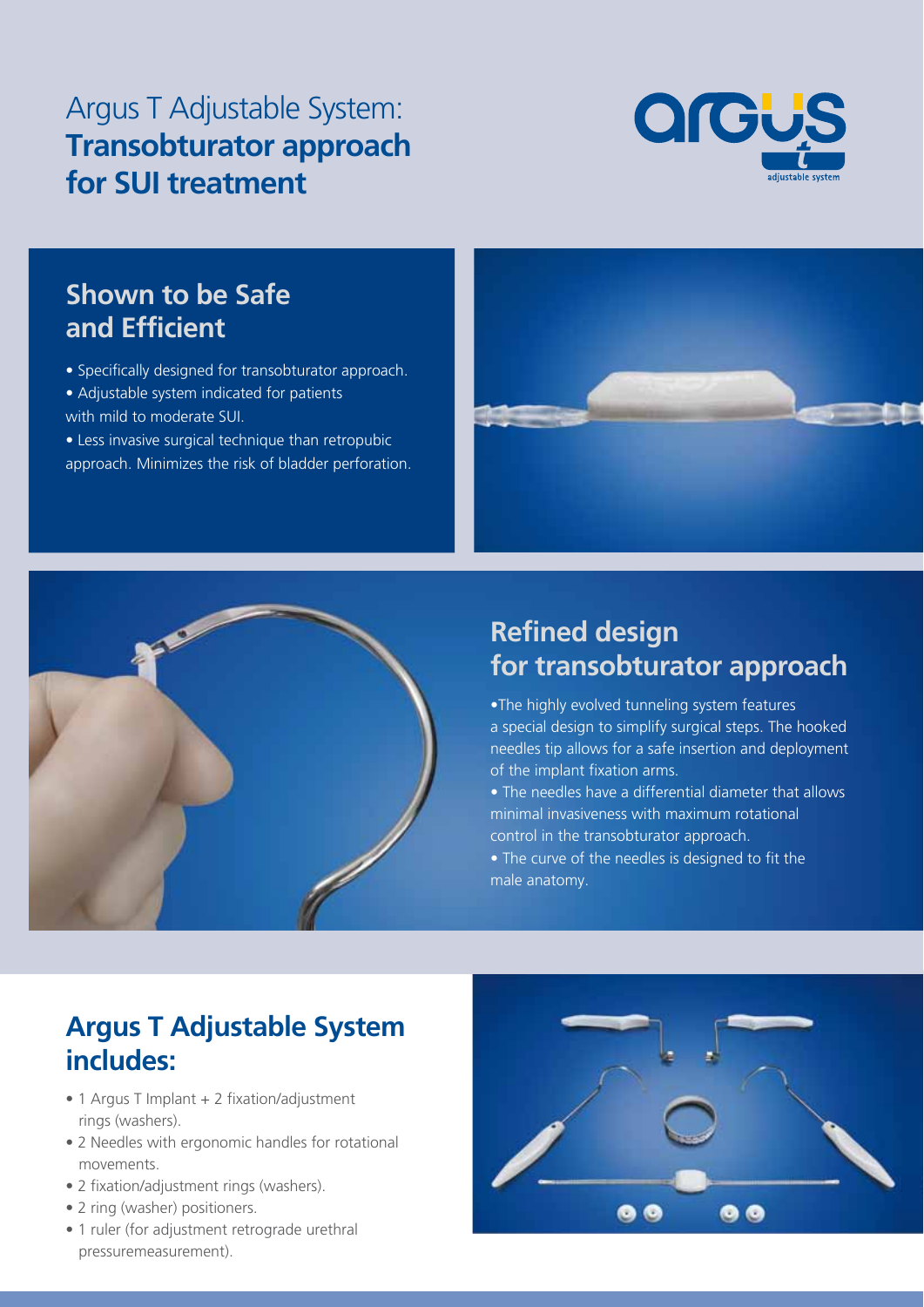# Argus T Adjustable System: **Transobturator approach for SUI treatment**

adjustable system

## Shown to be Safe and Efficient

- Specifically designed for transobturator approach.
- Adjustable system indicated for patients with mild to moderate SUI.
- Less invasive surgical technique than retropubic approach. Minimizes the risk of bladder perforation.

## Refined design for transobturator approach

- The highly evolved tunneling system features a special design to simplify surgical steps. The hooked needles tip allows for a safe insertion and deployment of the implant fixation arms.
- The needles have a differential diameter that allows minimal invasiveness with maximum rotational control in the transobturator approach.
- The curve of the needles is designed to fit the male anatomy.

## Argus T Adjustable System includes:

- 1 Argus T Implant + 2 fixation/adjustment rings (washers).
- 2 Needles with ergonomic handles for rotational movements.
- 2 fixation/adjustment rings (washers).
- 2 ring (washer) positioners.
- 1 ruler (for adjustment retrograde urethral pressuremeasurement).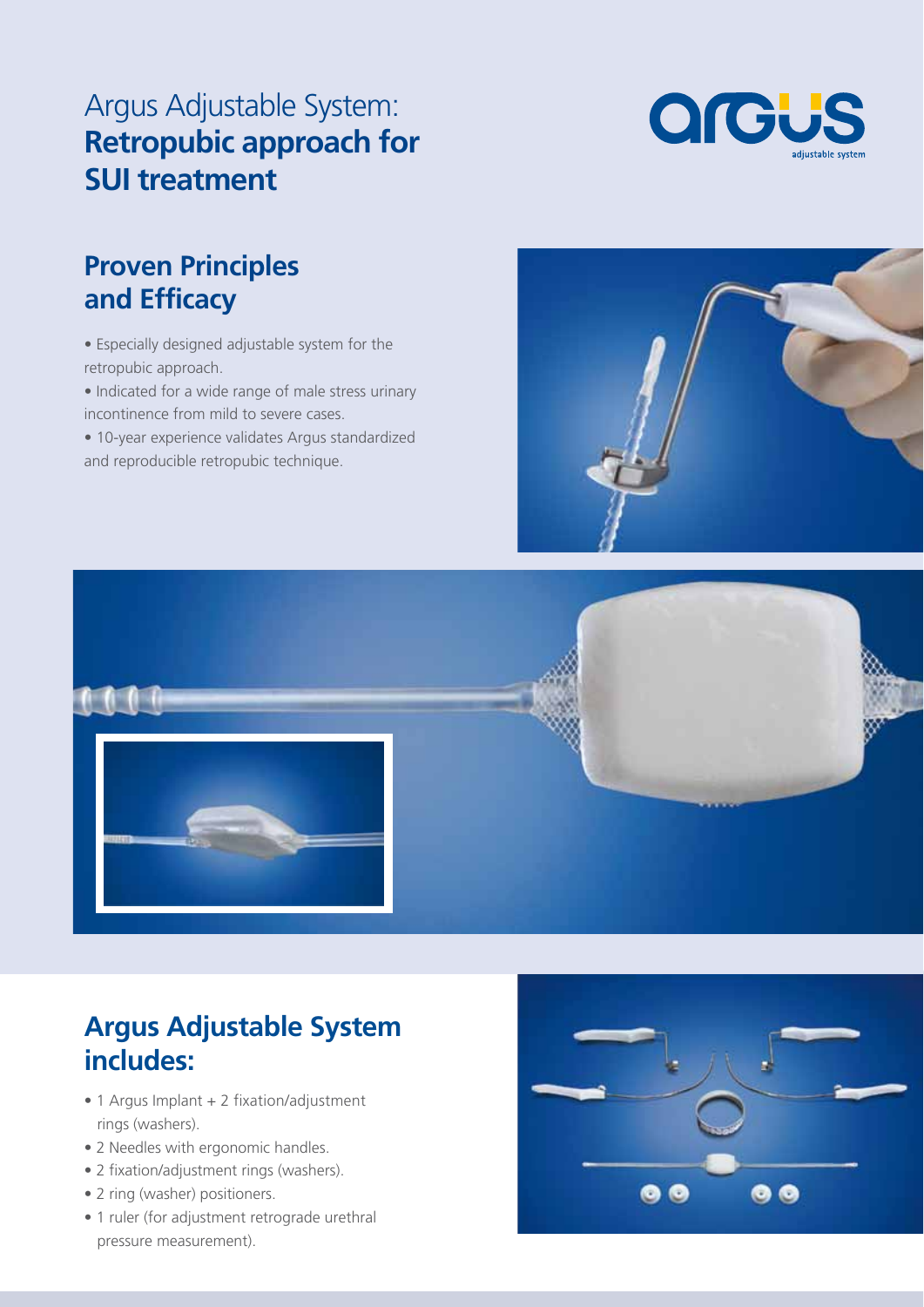# Argus Adjustable System: **Retropubic approach for SUI treatment**

## Proven Principles and Efficacy

- Especially designed adjustable system for the retropubic approach.
- Indicated for a wide range of male stress urinary incontinence from mild to severe cases.
- 10-year experience validates Argus standardized and reproducible retropubic technique.

## Argus Adjustable System includes:

- 1 Argus Implant + 2 fixation/adjustment rings (washers).
- 2 Needles with ergonomic handles.
- 2 fixation/adjustment rings (washers).
- 2 ring (washer) positioners.
- 1 ruler (for adjustment retrograde urethral pressure measurement).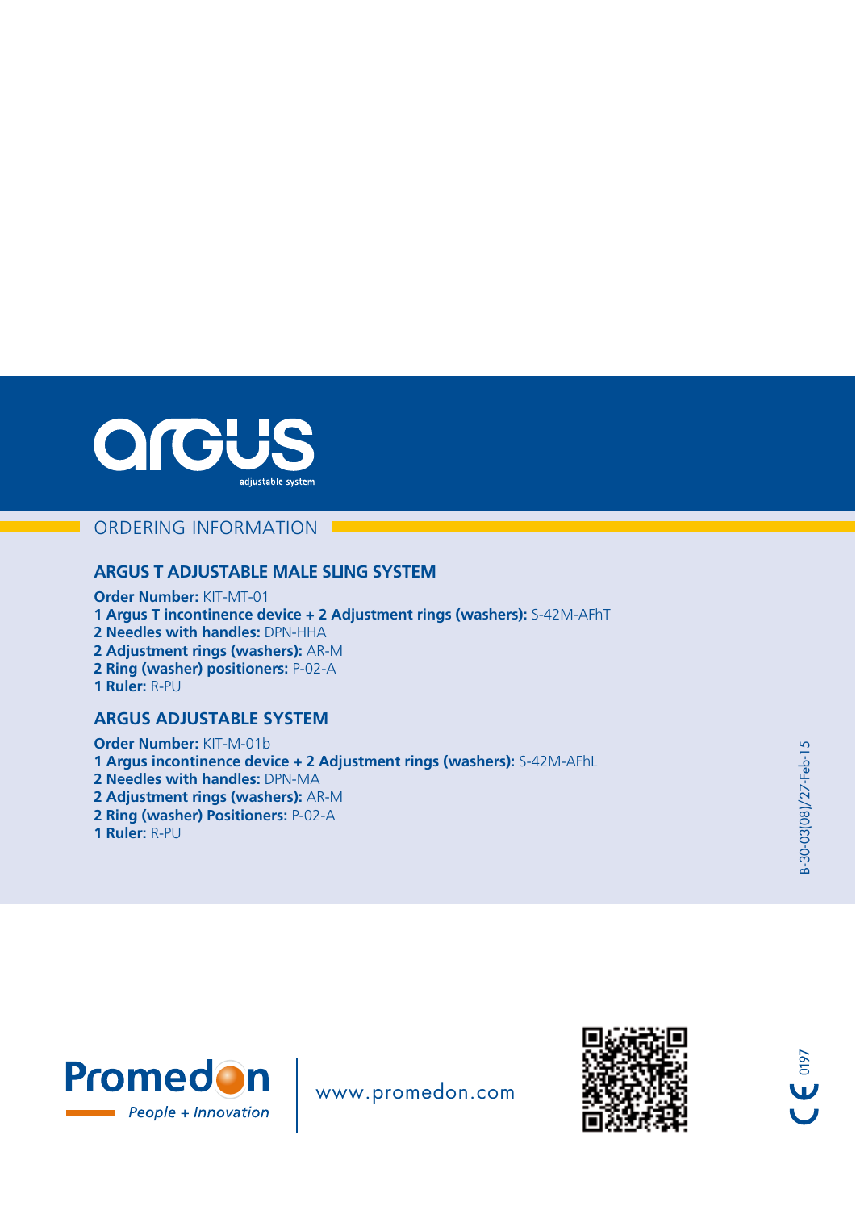argus
adjustable system

## ORDERING INFORMATION

### ARGUS T ADJUSTABLE MALE SLING SYSTEM

**Order Number:** KIT-MT-01
**1 Argus T incontinence device + 2 Adjustment rings (washers):** S-42M-AFhT
**2 Needles with handles:** DPN-HHA
**2 Adjustment rings (washers):** AR-M
**2 Ring (washer) positioners:** P-02-A
**1 Ruler:** R-PU

### ARGUS ADJUSTABLE SYSTEM

**Order Number:** KIT-M-01b
**1 Argus incontinence device + 2 Adjustment rings (washers):** S-42M-AFhL
**2 Needles with handles:** DPN-MA
**2 Adjustment rings (washers):** AR-M
**2 Ring (washer) Positioners:** P-02-A
**1 Ruler:** R-PU

B-30-03(08)/27-Feb-15

Promedon
*People + Innovation*

www.promedon.com

CE 0197